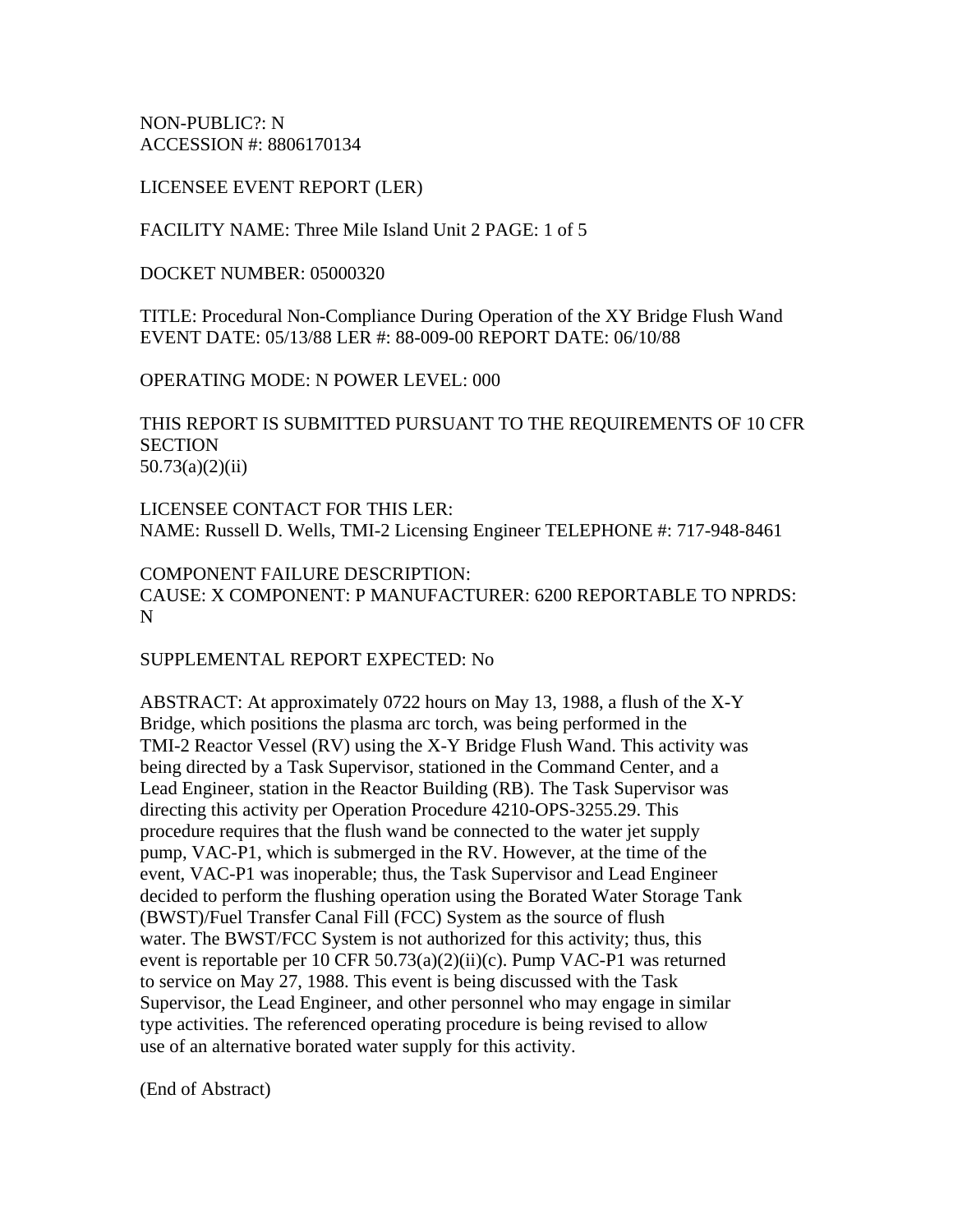NON-PUBLIC?: N
ACCESSION #: 8806170134

LICENSEE EVENT REPORT (LER)

FACILITY NAME: Three Mile Island Unit 2 PAGE: 1 of 5

DOCKET NUMBER: 05000320

TITLE: Procedural Non-Compliance During Operation of the XY Bridge Flush Wand
EVENT DATE: 05/13/88 LER #: 88-009-00 REPORT DATE: 06/10/88

OPERATING MODE: N POWER LEVEL: 000

THIS REPORT IS SUBMITTED PURSUANT TO THE REQUIREMENTS OF 10 CFR SECTION
50.73(a)(2)(ii)

LICENSEE CONTACT FOR THIS LER:
NAME: Russell D. Wells, TMI-2 Licensing Engineer TELEPHONE #: 717-948-8461

COMPONENT FAILURE DESCRIPTION:
CAUSE: X COMPONENT: P MANUFACTURER: 6200 REPORTABLE TO NPRDS: N

SUPPLEMENTAL REPORT EXPECTED: No

ABSTRACT: At approximately 0722 hours on May 13, 1988, a flush of the X-Y Bridge, which positions the plasma arc torch, was being performed in the TMI-2 Reactor Vessel (RV) using the X-Y Bridge Flush Wand. This activity was being directed by a Task Supervisor, stationed in the Command Center, and a Lead Engineer, station in the Reactor Building (RB). The Task Supervisor was directing this activity per Operation Procedure 4210-OPS-3255.29. This procedure requires that the flush wand be connected to the water jet supply pump, VAC-P1, which is submerged in the RV. However, at the time of the event, VAC-P1 was inoperable; thus, the Task Supervisor and Lead Engineer decided to perform the flushing operation using the Borated Water Storage Tank (BWST)/Fuel Transfer Canal Fill (FCC) System as the source of flush water. The BWST/FCC System is not authorized for this activity; thus, this event is reportable per 10 CFR 50.73(a)(2)(ii)(c). Pump VAC-P1 was returned to service on May 27, 1988. This event is being discussed with the Task Supervisor, the Lead Engineer, and other personnel who may engage in similar type activities. The referenced operating procedure is being revised to allow use of an alternative borated water supply for this activity.

(End of Abstract)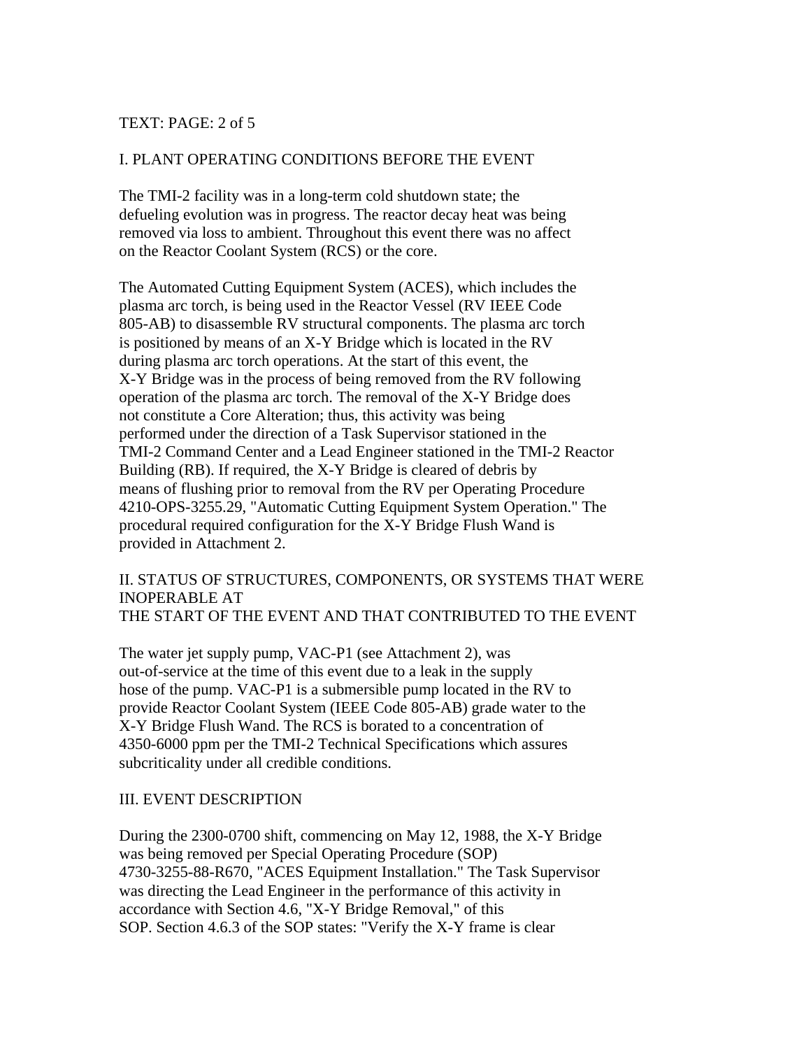## I. PLANT OPERATING CONDITIONS BEFORE THE EVENT

The TMI-2 facility was in a long-term cold shutdown state; the defueling evolution was in progress. The reactor decay heat was being removed via loss to ambient. Throughout this event there was no affect on the Reactor Coolant System (RCS) or the core.

The Automated Cutting Equipment System (ACES), which includes the plasma arc torch, is being used in the Reactor Vessel (RV IEEE Code 805-AB) to disassemble RV structural components. The plasma arc torch is positioned by means of an X-Y Bridge which is located in the RV during plasma arc torch operations. At the start of this event, the X-Y Bridge was in the process of being removed from the RV following operation of the plasma arc torch. The removal of the X-Y Bridge does not constitute a Core Alteration; thus, this activity was being performed under the direction of a Task Supervisor stationed in the TMI-2 Command Center and a Lead Engineer stationed in the TMI-2 Reactor Building (RB). If required, the X-Y Bridge is cleared of debris by means of flushing prior to removal from the RV per Operating Procedure 4210-OPS-3255.29, "Automatic Cutting Equipment System Operation." The procedural required configuration for the X-Y Bridge Flush Wand is provided in Attachment 2.

## II. STATUS OF STRUCTURES, COMPONENTS, OR SYSTEMS THAT WERE INOPERABLE AT THE START OF THE EVENT AND THAT CONTRIBUTED TO THE EVENT

The water jet supply pump, VAC-P1 (see Attachment 2), was out-of-service at the time of this event due to a leak in the supply hose of the pump. VAC-P1 is a submersible pump located in the RV to provide Reactor Coolant System (IEEE Code 805-AB) grade water to the X-Y Bridge Flush Wand. The RCS is borated to a concentration of 4350-6000 ppm per the TMI-2 Technical Specifications which assures subcriticality under all credible conditions.

## III. EVENT DESCRIPTION

During the 2300-0700 shift, commencing on May 12, 1988, the X-Y Bridge was being removed per Special Operating Procedure (SOP) 4730-3255-88-R670, "ACES Equipment Installation." The Task Supervisor was directing the Lead Engineer in the performance of this activity in accordance with Section 4.6, "X-Y Bridge Removal," of this SOP. Section 4.6.3 of the SOP states: "Verify the X-Y frame is clear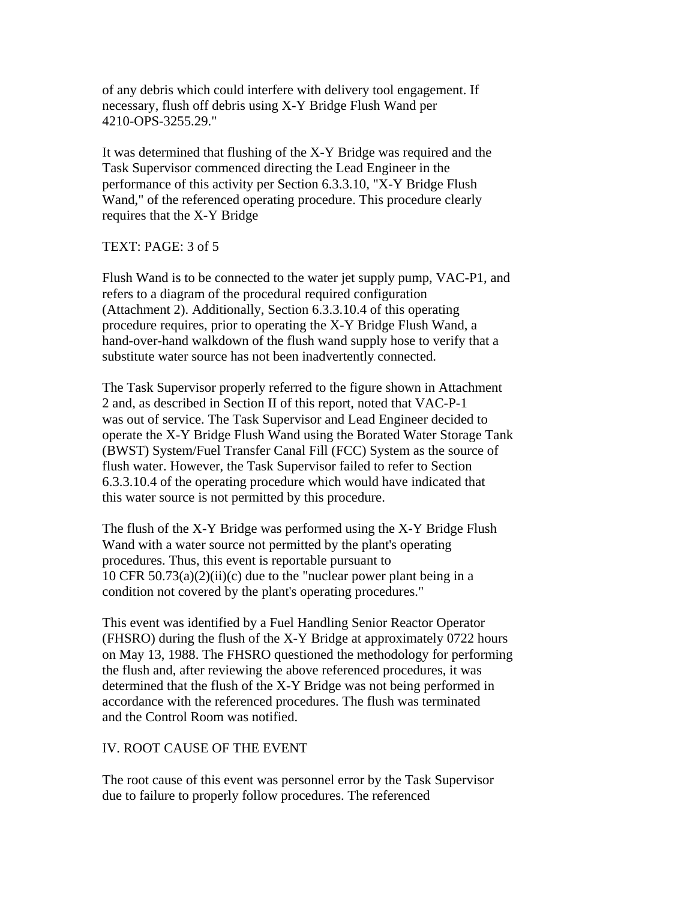of any debris which could interfere with delivery tool engagement. If necessary, flush off debris using X-Y Bridge Flush Wand per 4210-OPS-3255.29."

It was determined that flushing of the X-Y Bridge was required and the Task Supervisor commenced directing the Lead Engineer in the performance of this activity per Section 6.3.3.10, "X-Y Bridge Flush Wand," of the referenced operating procedure. This procedure clearly requires that the X-Y Bridge

Flush Wand is to be connected to the water jet supply pump, VAC-P1, and refers to a diagram of the procedural required configuration (Attachment 2). Additionally, Section 6.3.3.10.4 of this operating procedure requires, prior to operating the X-Y Bridge Flush Wand, a hand-over-hand walkdown of the flush wand supply hose to verify that a substitute water source has not been inadvertently connected.

The Task Supervisor properly referred to the figure shown in Attachment 2 and, as described in Section II of this report, noted that VAC-P-1 was out of service. The Task Supervisor and Lead Engineer decided to operate the X-Y Bridge Flush Wand using the Borated Water Storage Tank (BWST) System/Fuel Transfer Canal Fill (FCC) System as the source of flush water. However, the Task Supervisor failed to refer to Section 6.3.3.10.4 of the operating procedure which would have indicated that this water source is not permitted by this procedure.

The flush of the X-Y Bridge was performed using the X-Y Bridge Flush Wand with a water source not permitted by the plant's operating procedures. Thus, this event is reportable pursuant to 10 CFR 50.73(a)(2)(ii)(c) due to the "nuclear power plant being in a condition not covered by the plant's operating procedures."

This event was identified by a Fuel Handling Senior Reactor Operator (FHSRO) during the flush of the X-Y Bridge at approximately 0722 hours on May 13, 1988. The FHSRO questioned the methodology for performing the flush and, after reviewing the above referenced procedures, it was determined that the flush of the X-Y Bridge was not being performed in accordance with the referenced procedures. The flush was terminated and the Control Room was notified.

## IV. ROOT CAUSE OF THE EVENT

The root cause of this event was personnel error by the Task Supervisor due to failure to properly follow procedures. The referenced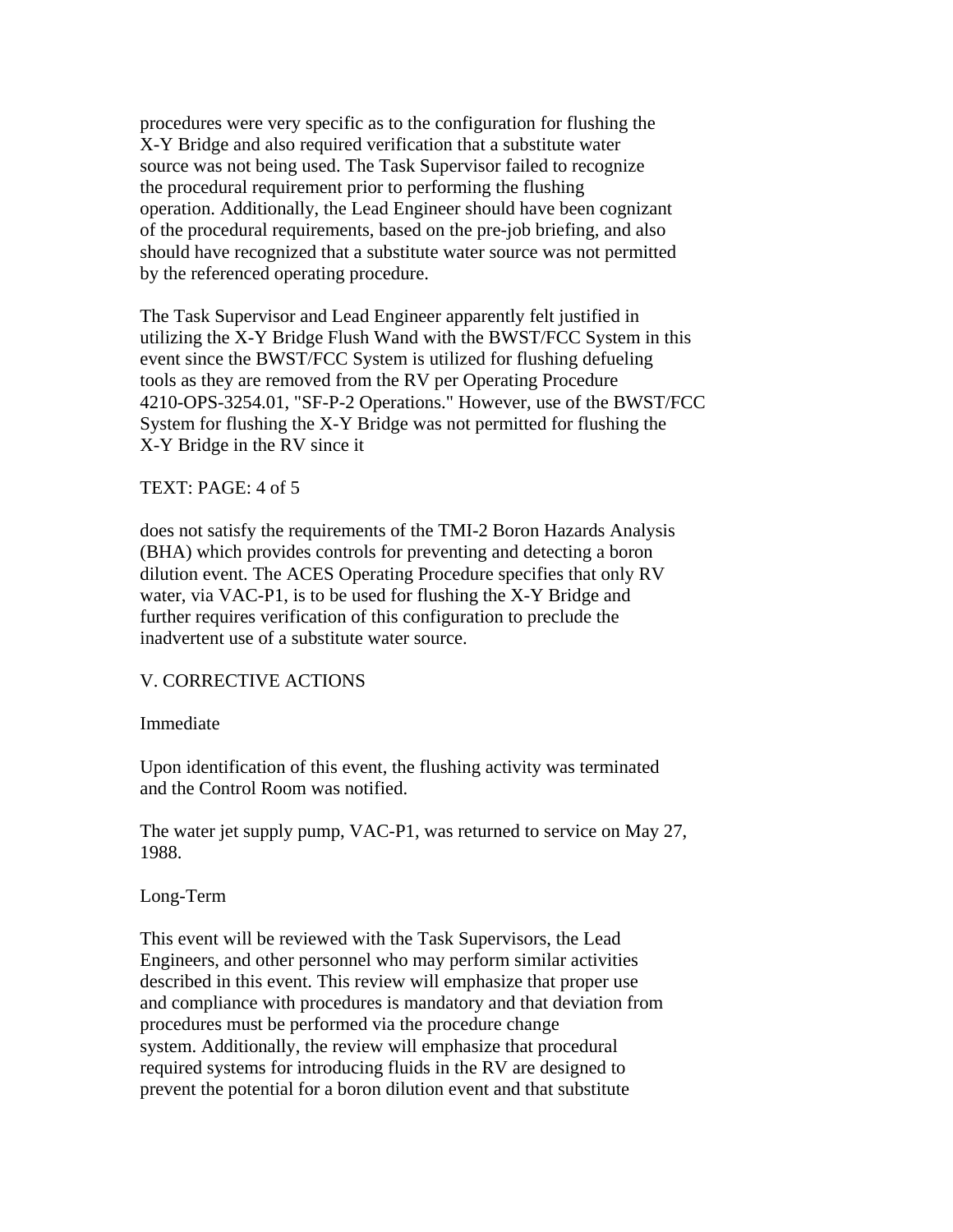procedures were very specific as to the configuration for flushing the X-Y Bridge and also required verification that a substitute water source was not being used. The Task Supervisor failed to recognize the procedural requirement prior to performing the flushing operation. Additionally, the Lead Engineer should have been cognizant of the procedural requirements, based on the pre-job briefing, and also should have recognized that a substitute water source was not permitted by the referenced operating procedure.

The Task Supervisor and Lead Engineer apparently felt justified in utilizing the X-Y Bridge Flush Wand with the BWST/FCC System in this event since the BWST/FCC System is utilized for flushing defueling tools as they are removed from the RV per Operating Procedure 4210-OPS-3254.01, "SF-P-2 Operations." However, use of the BWST/FCC System for flushing the X-Y Bridge was not permitted for flushing the X-Y Bridge in the RV since it

TEXT: PAGE: 4 of 5

does not satisfy the requirements of the TMI-2 Boron Hazards Analysis (BHA) which provides controls for preventing and detecting a boron dilution event. The ACES Operating Procedure specifies that only RV water, via VAC-P1, is to be used for flushing the X-Y Bridge and further requires verification of this configuration to preclude the inadvertent use of a substitute water source.

## V. CORRECTIVE ACTIONS

### Immediate

Upon identification of this event, the flushing activity was terminated and the Control Room was notified.

The water jet supply pump, VAC-P1, was returned to service on May 27, 1988.

### Long-Term

This event will be reviewed with the Task Supervisors, the Lead Engineers, and other personnel who may perform similar activities described in this event. This review will emphasize that proper use and compliance with procedures is mandatory and that deviation from procedures must be performed via the procedure change system. Additionally, the review will emphasize that procedural required systems for introducing fluids in the RV are designed to prevent the potential for a boron dilution event and that substitute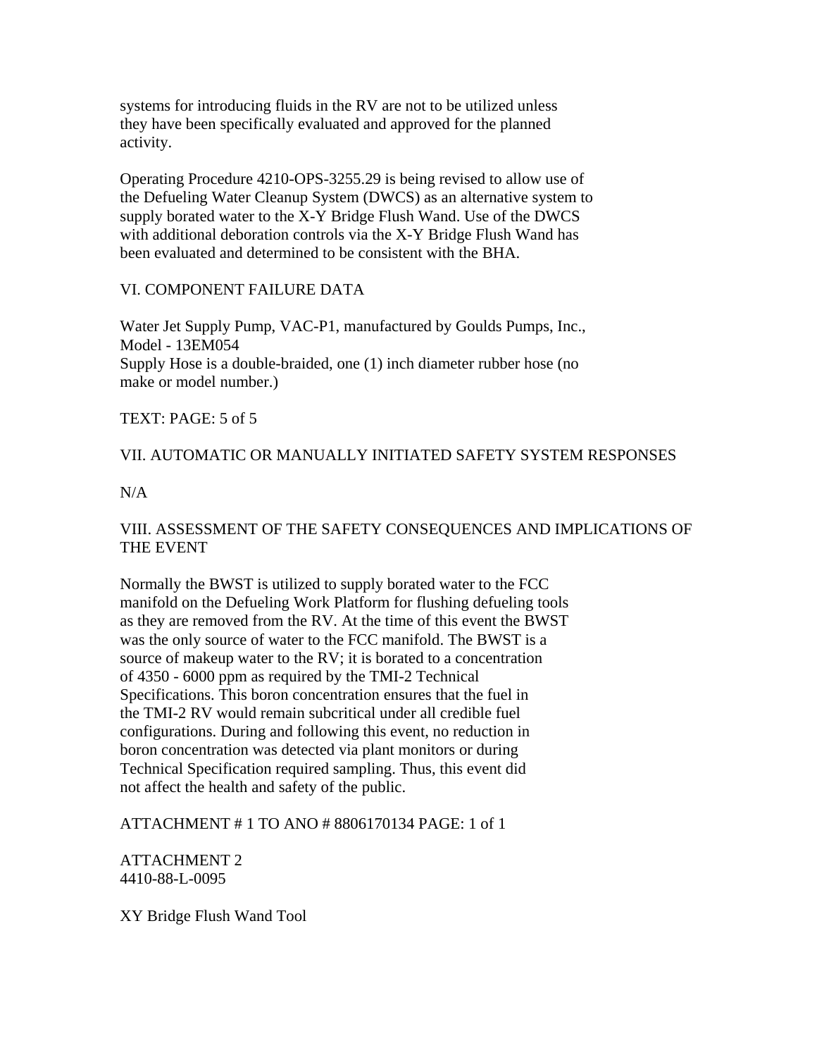systems for introducing fluids in the RV are not to be utilized unless they have been specifically evaluated and approved for the planned activity.

Operating Procedure 4210-OPS-3255.29 is being revised to allow use of the Defueling Water Cleanup System (DWCS) as an alternative system to supply borated water to the X-Y Bridge Flush Wand. Use of the DWCS with additional deboration controls via the X-Y Bridge Flush Wand has been evaluated and determined to be consistent with the BHA.

## VI. COMPONENT FAILURE DATA

Water Jet Supply Pump, VAC-P1, manufactured by Goulds Pumps, Inc., Model - 13EM054
Supply Hose is a double-braided, one (1) inch diameter rubber hose (no make or model number.)

TEXT: PAGE: 5 of 5

## VII. AUTOMATIC OR MANUALLY INITIATED SAFETY SYSTEM RESPONSES

N/A

## VIII. ASSESSMENT OF THE SAFETY CONSEQUENCES AND IMPLICATIONS OF THE EVENT

Normally the BWST is utilized to supply borated water to the FCC manifold on the Defueling Work Platform for flushing defueling tools as they are removed from the RV. At the time of this event the BWST was the only source of water to the FCC manifold. The BWST is a source of makeup water to the RV; it is borated to a concentration of 4350 - 6000 ppm as required by the TMI-2 Technical Specifications. This boron concentration ensures that the fuel in the TMI-2 RV would remain subcritical under all credible fuel configurations. During and following this event, no reduction in boron concentration was detected via plant monitors or during Technical Specification required sampling. Thus, this event did not affect the health and safety of the public.

ATTACHMENT # 1 TO ANO # 8806170134 PAGE: 1 of 1

ATTACHMENT 2
4410-88-L-0095

XY Bridge Flush Wand Tool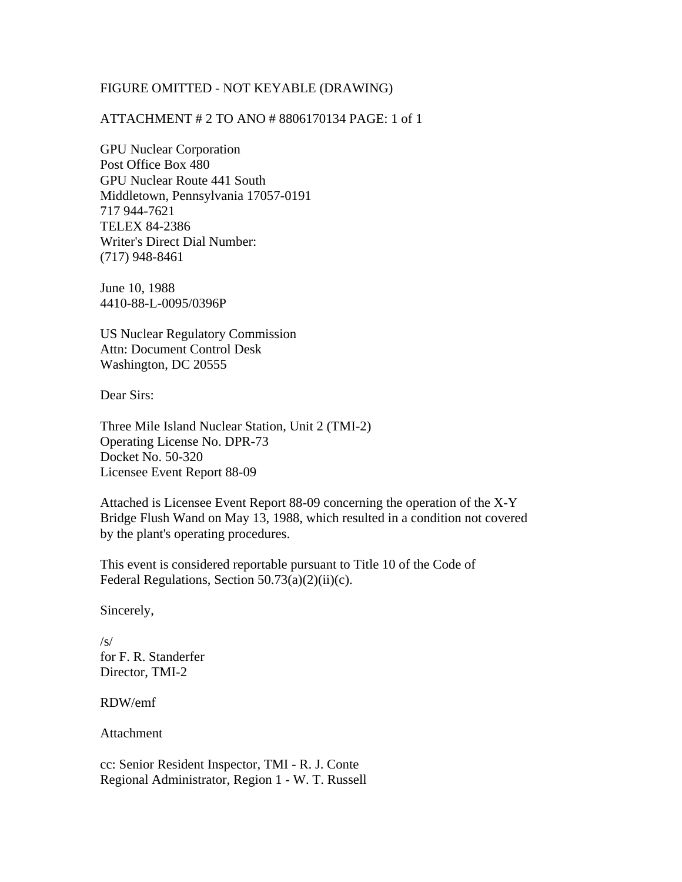FIGURE OMITTED - NOT KEYABLE (DRAWING)

ATTACHMENT # 2 TO ANO # 8806170134 PAGE: 1 of 1

GPU Nuclear Corporation
Post Office Box 480
GPU Nuclear Route 441 South
Middletown, Pennsylvania 17057-0191
717 944-7621
TELEX 84-2386
Writer's Direct Dial Number:
(717) 948-8461

June 10, 1988
4410-88-L-0095/0396P

US Nuclear Regulatory Commission
Attn: Document Control Desk
Washington, DC 20555

Dear Sirs:

Three Mile Island Nuclear Station, Unit 2 (TMI-2)
Operating License No. DPR-73
Docket No. 50-320
Licensee Event Report 88-09

Attached is Licensee Event Report 88-09 concerning the operation of the X-Y Bridge Flush Wand on May 13, 1988, which resulted in a condition not covered by the plant's operating procedures.

This event is considered reportable pursuant to Title 10 of the Code of Federal Regulations, Section 50.73(a)(2)(ii)(c).

Sincerely,

/s/
for F. R. Standerfer
Director, TMI-2

RDW/emf

Attachment

cc: Senior Resident Inspector, TMI - R. J. Conte
Regional Administrator, Region 1 - W. T. Russell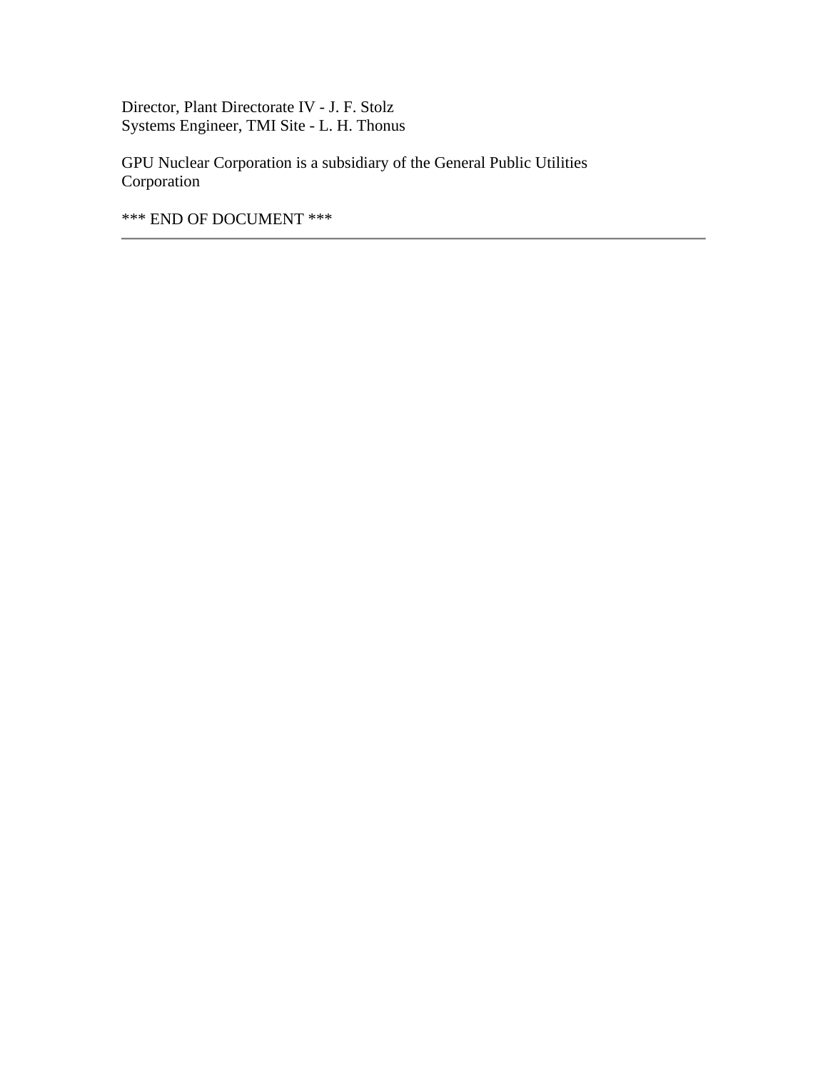Director, Plant Directorate IV - J. F. Stolz
Systems Engineer, TMI Site - L. H. Thonus

GPU Nuclear Corporation is a subsidiary of the General Public Utilities Corporation

*** END OF DOCUMENT ***

---